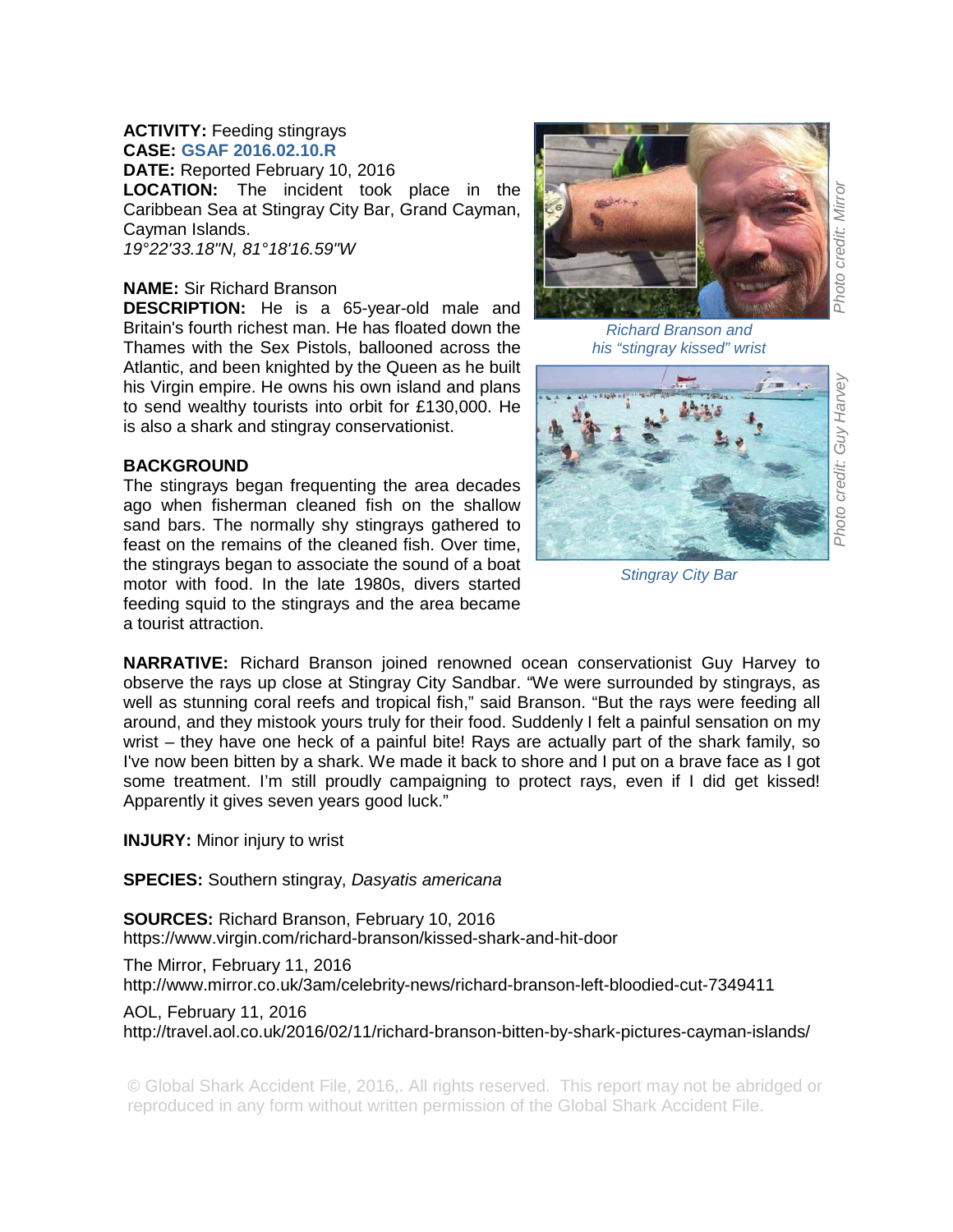**ACTIVITY:** Feeding stingrays
**CASE:** GSAF 2016.02.10.R
**DATE:** Reported February 10, 2016
**LOCATION:** The incident took place in the Caribbean Sea at Stingray City Bar, Grand Cayman, Cayman Islands.
*19°22'33.18"N, 81°18'16.59"W*

**NAME:** Sir Richard Branson
**DESCRIPTION:** He is a 65-year-old male and Britain's fourth richest man. He has floated down the Thames with the Sex Pistols, ballooned across the Atlantic, and been knighted by the Queen as he built his Virgin empire. He owns his own island and plans to send wealthy tourists into orbit for £130,000. He is also a shark and stingray conservationist.

*Richard Branson and his "stingray kissed" wrist*

*Photo credit: Mirror*

*Stingray City Bar*

*Photo credit: Guy Harvey*

**BACKGROUND**
The stingrays began frequenting the area decades ago when fisherman cleaned fish on the shallow sand bars. The normally shy stingrays gathered to feast on the remains of the cleaned fish. Over time, the stingrays began to associate the sound of a boat motor with food. In the late 1980s, divers started feeding squid to the stingrays and the area became a tourist attraction.

**NARRATIVE:** Richard Branson joined renowned ocean conservationist Guy Harvey to observe the rays up close at Stingray City Sandbar. "We were surrounded by stingrays, as well as stunning coral reefs and tropical fish," said Branson. "But the rays were feeding all around, and they mistook yours truly for their food. Suddenly I felt a painful sensation on my wrist – they have one heck of a painful bite! Rays are actually part of the shark family, so I've now been bitten by a shark. We made it back to shore and I put on a brave face as I got some treatment. I'm still proudly campaigning to protect rays, even if I did get kissed! Apparently it gives seven years good luck."

**INJURY:** Minor injury to wrist

**SPECIES:** Southern stingray, *Dasyatis americana*

**SOURCES:** Richard Branson, February 10, 2016
https://www.virgin.com/richard-branson/kissed-shark-and-hit-door

The Mirror, February 11, 2016
http://www.mirror.co.uk/3am/celebrity-news/richard-branson-left-bloodied-cut-7349411

AOL, February 11, 2016
http://travel.aol.co.uk/2016/02/11/richard-branson-bitten-by-shark-pictures-cayman-islands/

© Global Shark Accident File, 2016,. All rights reserved. This report may not be abridged or reproduced in any form without written permission of the Global Shark Accident File.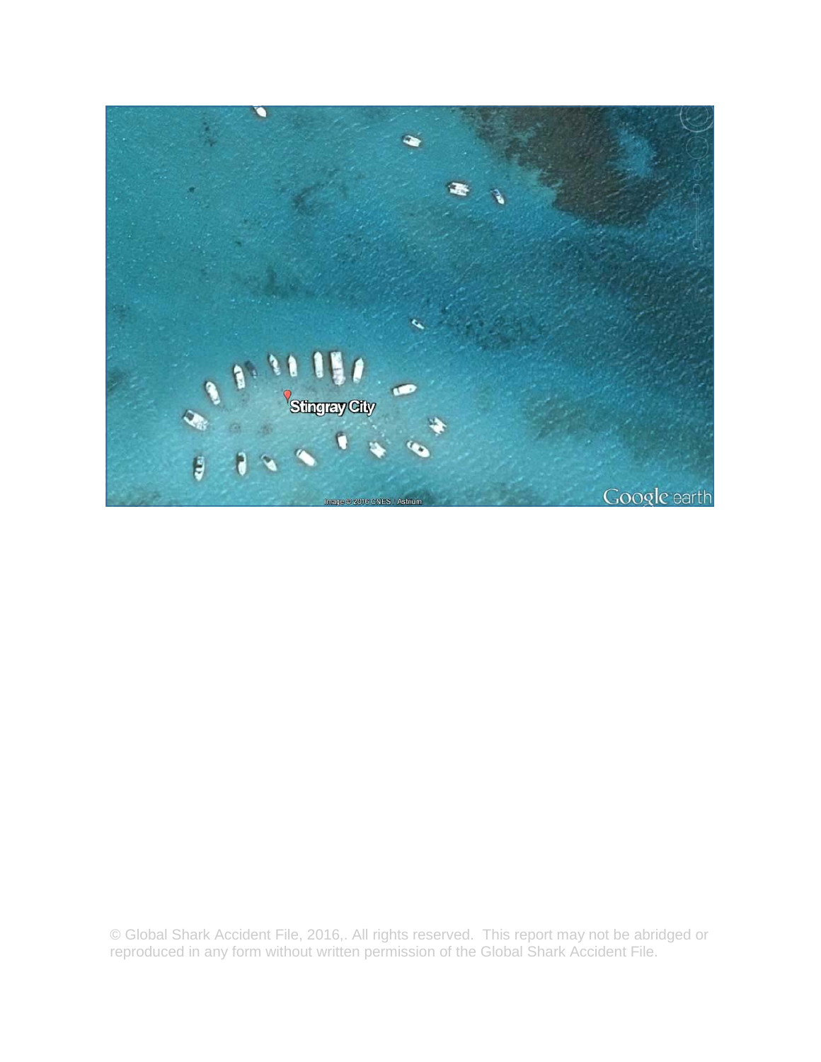© Global Shark Accident File, 2016,. All rights reserved. This report may not be abridged or reproduced in any form without written permission of the Global Shark Accident File.